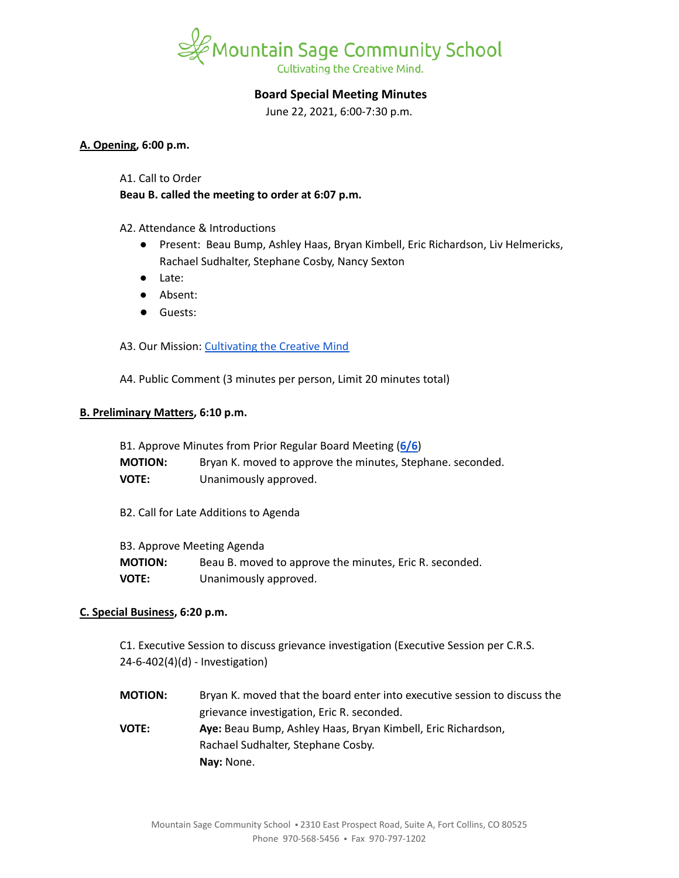# Mountain Sage Community School

Cultivating the Creative Mind.

## Board Special Meeting Minutes

June 22, 2021, 6:00-7:30 p.m.

### A. Opening, 6:00 p.m.

A1. Call to Order

**Beau B. called the meeting to order at 6:07 p.m.**

A2. Attendance & Introductions

- Present: Beau Bump, Ashley Haas, Bryan Kimbell, Eric Richardson, Liv Helmericks, Rachael Sudhalter, Stephane Cosby, Nancy Sexton
- Late:
- Absent:
- Guests:

A3. Our Mission: Cultivating the Creative Mind

A4. Public Comment (3 minutes per person, Limit 20 minutes total)

### B. Preliminary Matters, 6:10 p.m.

B1. Approve Minutes from Prior Regular Board Meeting (**6/6**)

**MOTION:** Bryan K. moved to approve the minutes, Stephane. seconded.

**VOTE:** Unanimously approved.

B2. Call for Late Additions to Agenda

B3. Approve Meeting Agenda

**MOTION:** Beau B. moved to approve the minutes, Eric R. seconded.

**VOTE:** Unanimously approved.

### C. Special Business, 6:20 p.m.

C1. Executive Session to discuss grievance investigation (Executive Session per C.R.S. 24-6-402(4)(d) - Investigation)

**MOTION:** Bryan K. moved that the board enter into executive session to discuss the grievance investigation, Eric R. seconded.

**VOTE:** **Aye:** Beau Bump, Ashley Haas, Bryan Kimbell, Eric Richardson, Rachael Sudhalter, Stephane Cosby.
**Nay:** None.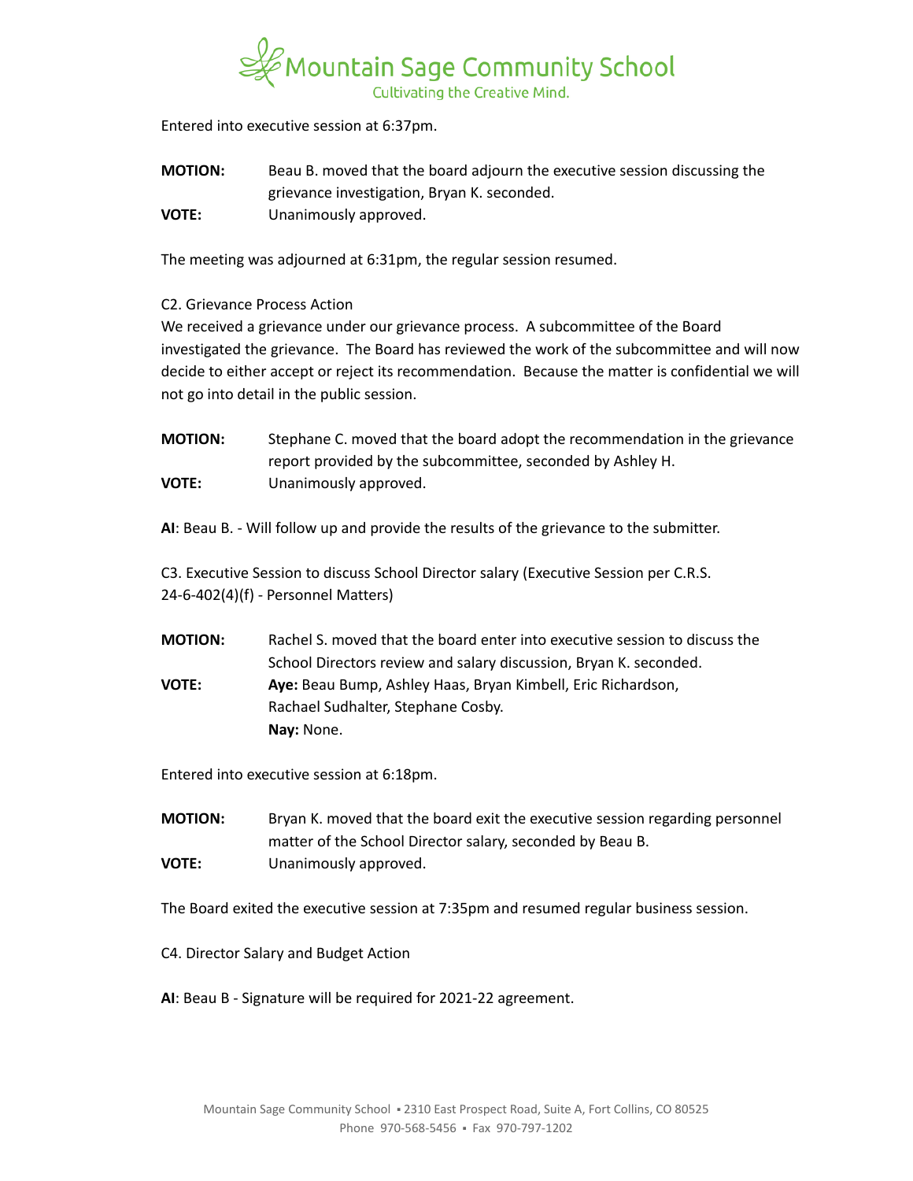Entered into executive session at 6:37pm.

**MOTION:** Beau B. moved that the board adjourn the executive session discussing the grievance investigation, Bryan K. seconded.
**VOTE:** Unanimously approved.

The meeting was adjourned at 6:31pm, the regular session resumed.

C2. Grievance Process Action
We received a grievance under our grievance process. A subcommittee of the Board investigated the grievance. The Board has reviewed the work of the subcommittee and will now decide to either accept or reject its recommendation. Because the matter is confidential we will not go into detail in the public session.

**MOTION:** Stephane C. moved that the board adopt the recommendation in the grievance report provided by the subcommittee, seconded by Ashley H.
**VOTE:** Unanimously approved.

**AI**: Beau B. - Will follow up and provide the results of the grievance to the submitter.

C3. Executive Session to discuss School Director salary (Executive Session per C.R.S. 24-6-402(4)(f) - Personnel Matters)

**MOTION:** Rachel S. moved that the board enter into executive session to discuss the School Directors review and salary discussion, Bryan K. seconded.
**VOTE:** **Aye:** Beau Bump, Ashley Haas, Bryan Kimbell, Eric Richardson, Rachael Sudhalter, Stephane Cosby.
**Nay:** None.

Entered into executive session at 6:18pm.

**MOTION:** Bryan K. moved that the board exit the executive session regarding personnel matter of the School Director salary, seconded by Beau B.
**VOTE:** Unanimously approved.

The Board exited the executive session at 7:35pm and resumed regular business session.

C4. Director Salary and Budget Action

**AI**: Beau B - Signature will be required for 2021-22 agreement.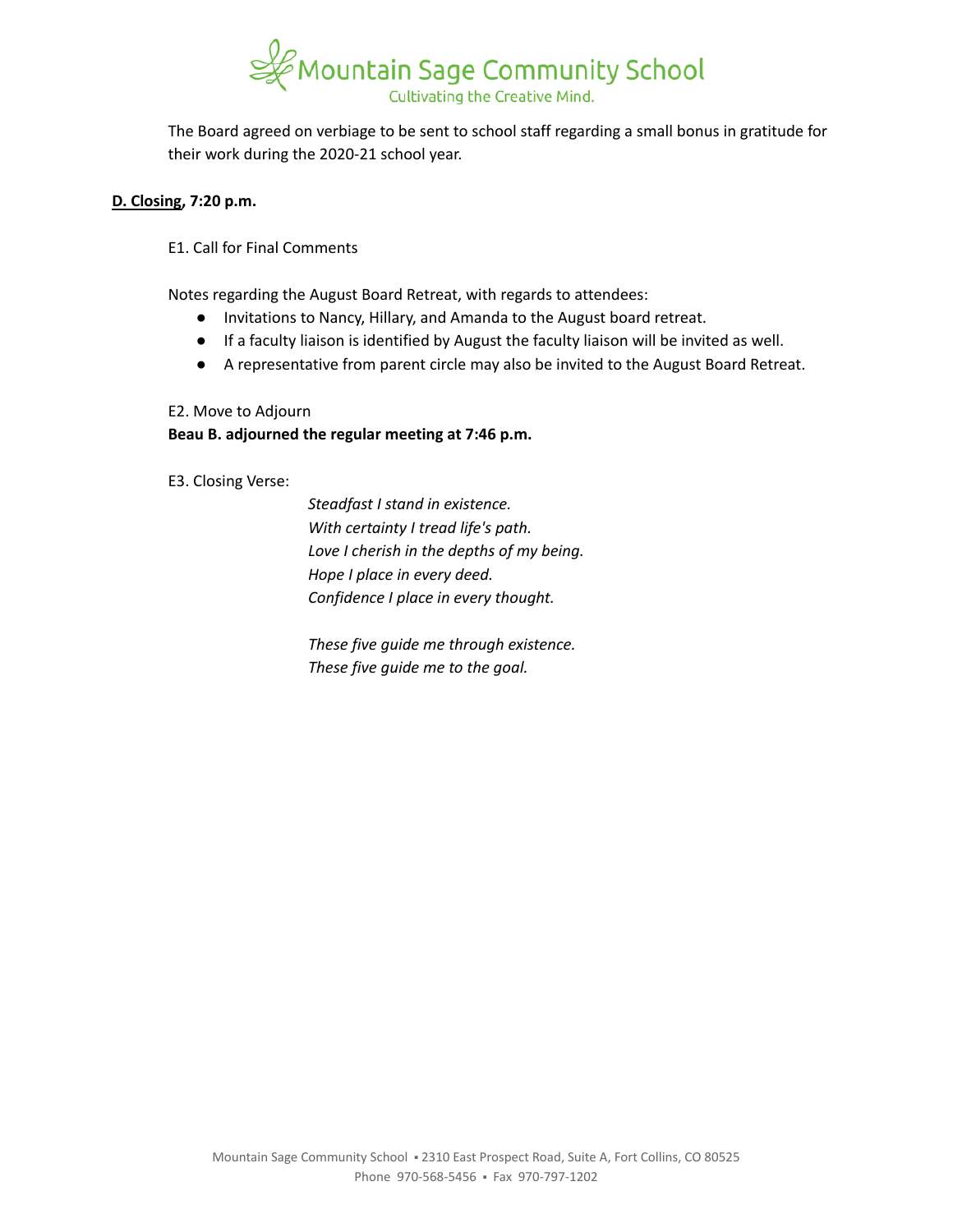The Board agreed on verbiage to be sent to school staff regarding a small bonus in gratitude for their work during the 2020-21 school year.

**D. Closing, 7:20 p.m.**

E1. Call for Final Comments

Notes regarding the August Board Retreat, with regards to attendees:

- Invitations to Nancy, Hillary, and Amanda to the August board retreat.
- If a faculty liaison is identified by August the faculty liaison will be invited as well.
- A representative from parent circle may also be invited to the August Board Retreat.

E2. Move to Adjourn

**Beau B. adjourned the regular meeting at 7:46 p.m.**

E3. Closing Verse:

*Steadfast I stand in existence.*
*With certainty I tread life's path.*
*Love I cherish in the depths of my being.*
*Hope I place in every deed.*
*Confidence I place in every thought.*

*These five guide me through existence.*
*These five guide me to the goal.*